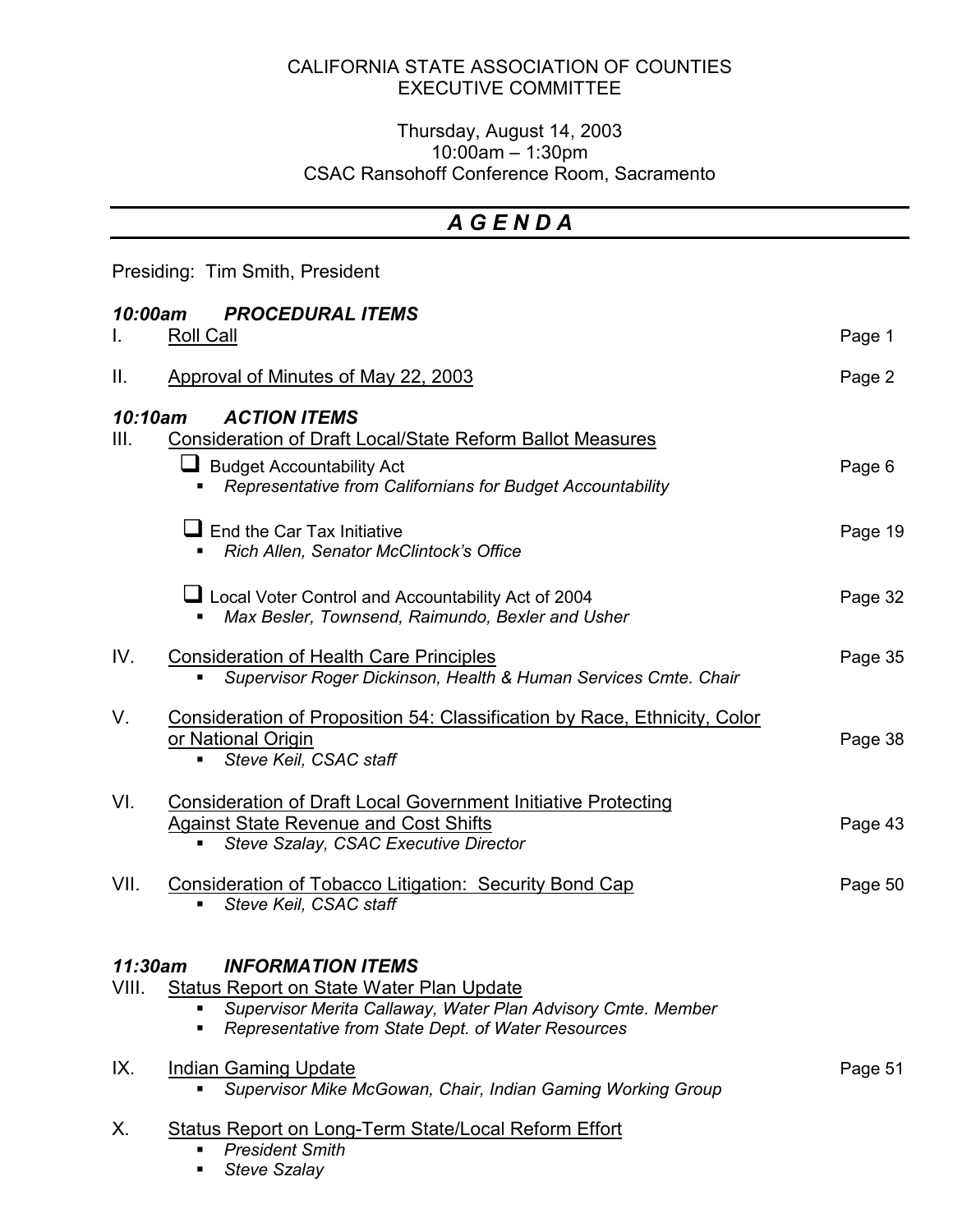CALIFORNIA STATE ASSOCIATION OF COUNTIES
EXECUTIVE COMMITTEE

Thursday, August 14, 2003
10:00am – 1:30pm
CSAC Ransohoff Conference Room, Sacramento

# *A G E N D A*

Presiding: Tim Smith, President

### *10:00am PROCEDURAL ITEMS*

I. Roll Call — Page 1

II. Approval of Minutes of May 22, 2003 — Page 2

### *10:10am ACTION ITEMS*

III. Consideration of Draft Local/State Reform Ballot Measures

- ❑ Budget Accountability Act — Page 6
  - *Representative from Californians for Budget Accountability*
- ❑ End the Car Tax Initiative — Page 19
  - *Rich Allen, Senator McClintock's Office*
- ❑ Local Voter Control and Accountability Act of 2004 — Page 32
  - *Max Besler, Townsend, Raimundo, Bexler and Usher*

IV. Consideration of Health Care Principles — Page 35
- *Supervisor Roger Dickinson, Health & Human Services Cmte. Chair*

V. Consideration of Proposition 54: Classification by Race, Ethnicity, Color or National Origin — Page 38
- *Steve Keil, CSAC staff*

VI. Consideration of Draft Local Government Initiative Protecting Against State Revenue and Cost Shifts — Page 43
- *Steve Szalay, CSAC Executive Director*

VII. Consideration of Tobacco Litigation: Security Bond Cap — Page 50
- *Steve Keil, CSAC staff*

### *11:30am INFORMATION ITEMS*

VIII. Status Report on State Water Plan Update
- *Supervisor Merita Callaway, Water Plan Advisory Cmte. Member*
- *Representative from State Dept. of Water Resources*

IX. Indian Gaming Update — Page 51
- *Supervisor Mike McGowan, Chair, Indian Gaming Working Group*

X. Status Report on Long-Term State/Local Reform Effort
- *President Smith*
- *Steve Szalay*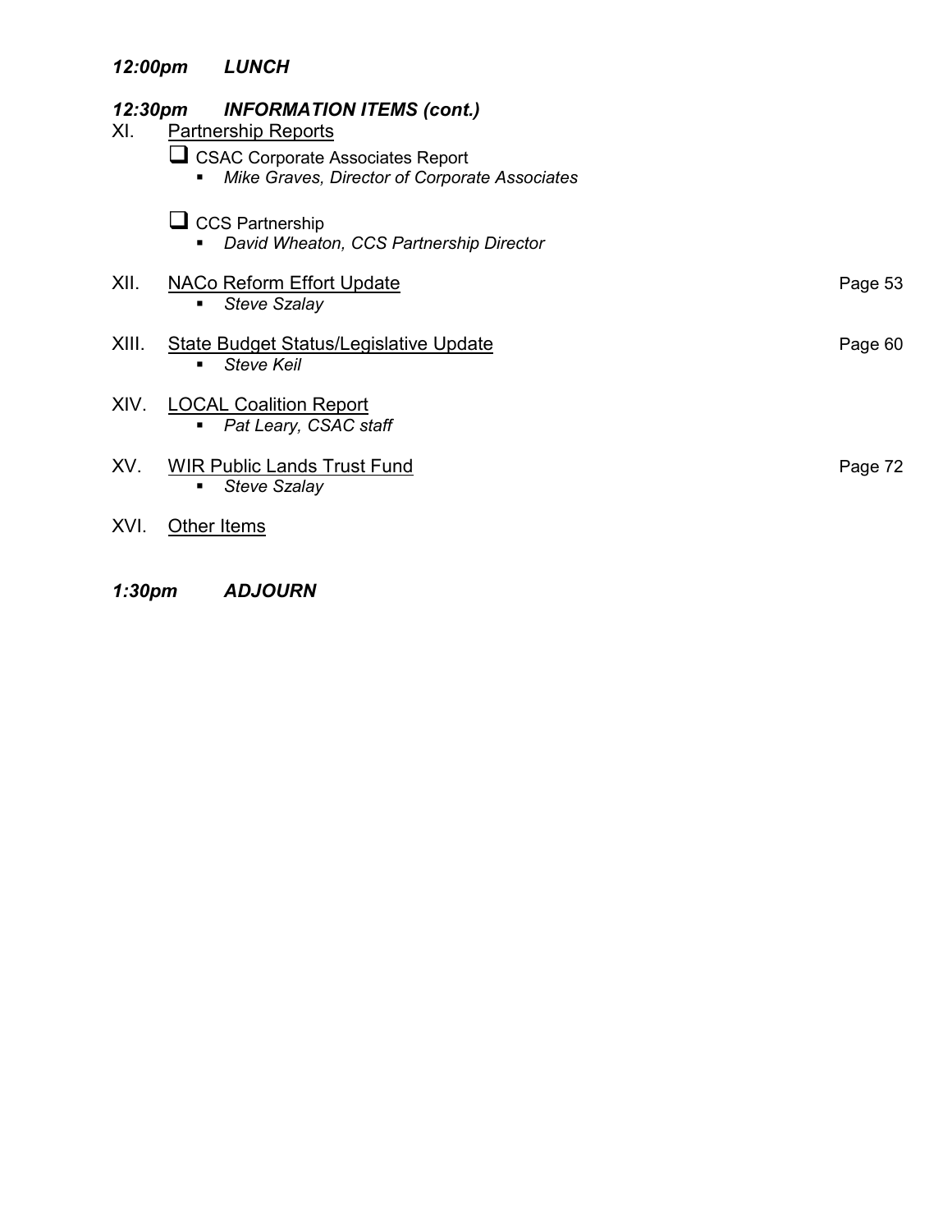### *12:00pm LUNCH*

### *12:30pm INFORMATION ITEMS (cont.)*

XI. Partnership Reports

- ☐ CSAC Corporate Associates Report
  - *Mike Graves, Director of Corporate Associates*

- ☐ CCS Partnership
  - *David Wheaton, CCS Partnership Director*

XII. NACo Reform Effort Update — Page 53
- *Steve Szalay*

XIII. State Budget Status/Legislative Update — Page 60
- *Steve Keil*

XIV. LOCAL Coalition Report
- *Pat Leary, CSAC staff*

XV. WIR Public Lands Trust Fund — Page 72
- *Steve Szalay*

XVI. Other Items

### *1:30pm ADJOURN*